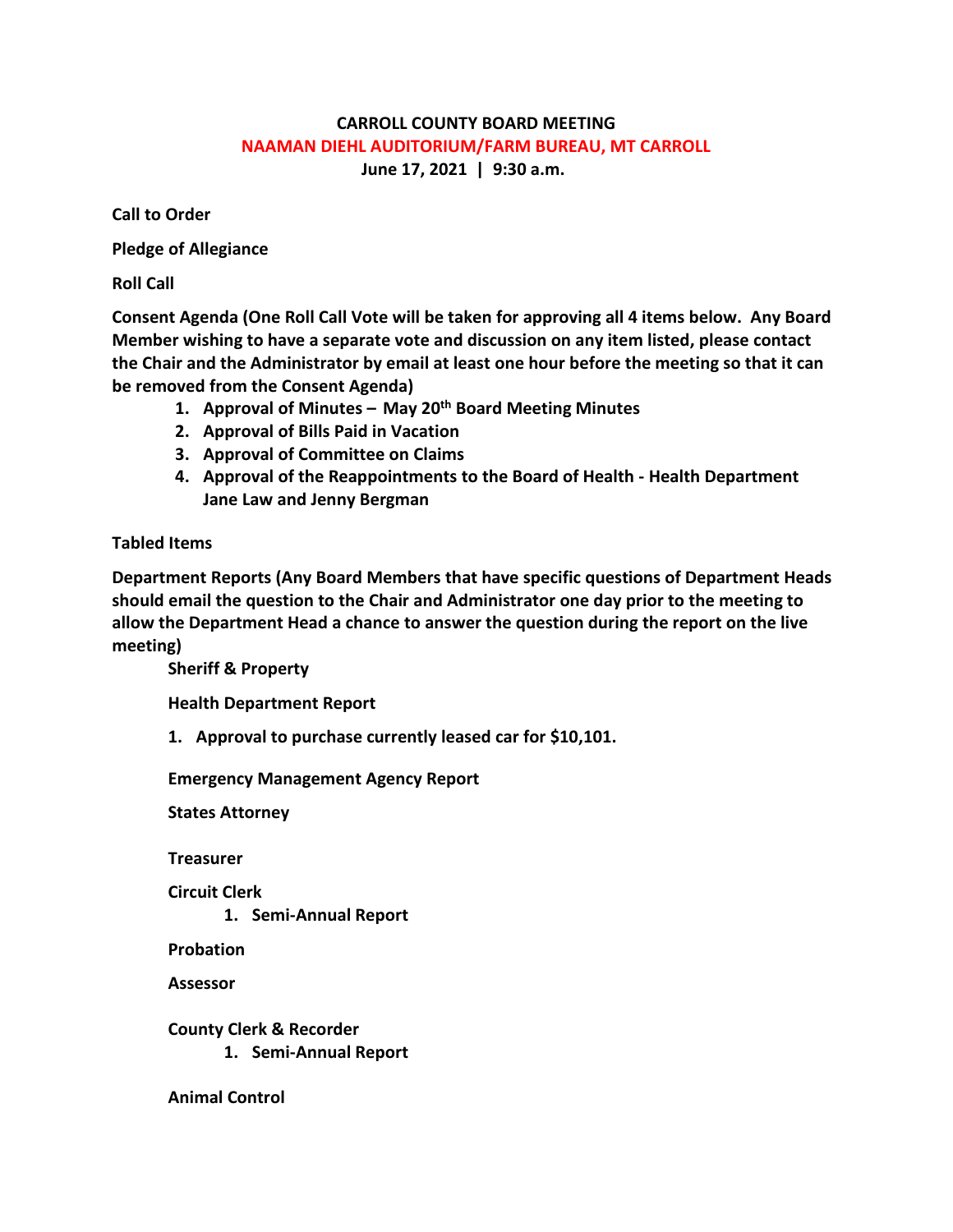# CARROLL COUNTY BOARD MEETING

## NAAMAN DIEHL AUDITORIUM/FARM BUREAU, MT CARROLL

**June 17, 2021 | 9:30 a.m.**

**Call to Order**

**Pledge of Allegiance**

**Roll Call**

**Consent Agenda (One Roll Call Vote will be taken for approving all 4 items below. Any Board Member wishing to have a separate vote and discussion on any item listed, please contact the Chair and the Administrator by email at least one hour before the meeting so that it can be removed from the Consent Agenda)**

1. **Approval of Minutes – May 20th Board Meeting Minutes**
2. **Approval of Bills Paid in Vacation**
3. **Approval of Committee on Claims**
4. **Approval of the Reappointments to the Board of Health - Health Department Jane Law and Jenny Bergman**

**Tabled Items**

**Department Reports (Any Board Members that have specific questions of Department Heads should email the question to the Chair and Administrator one day prior to the meeting to allow the Department Head a chance to answer the question during the report on the live meeting)**

**Sheriff & Property**

**Health Department Report**

1. **Approval to purchase currently leased car for $10,101.**

**Emergency Management Agency Report**

**States Attorney**

**Treasurer**

**Circuit Clerk**

1. **Semi-Annual Report**

**Probation**

**Assessor**

**County Clerk & Recorder**

1. **Semi-Annual Report**

**Animal Control**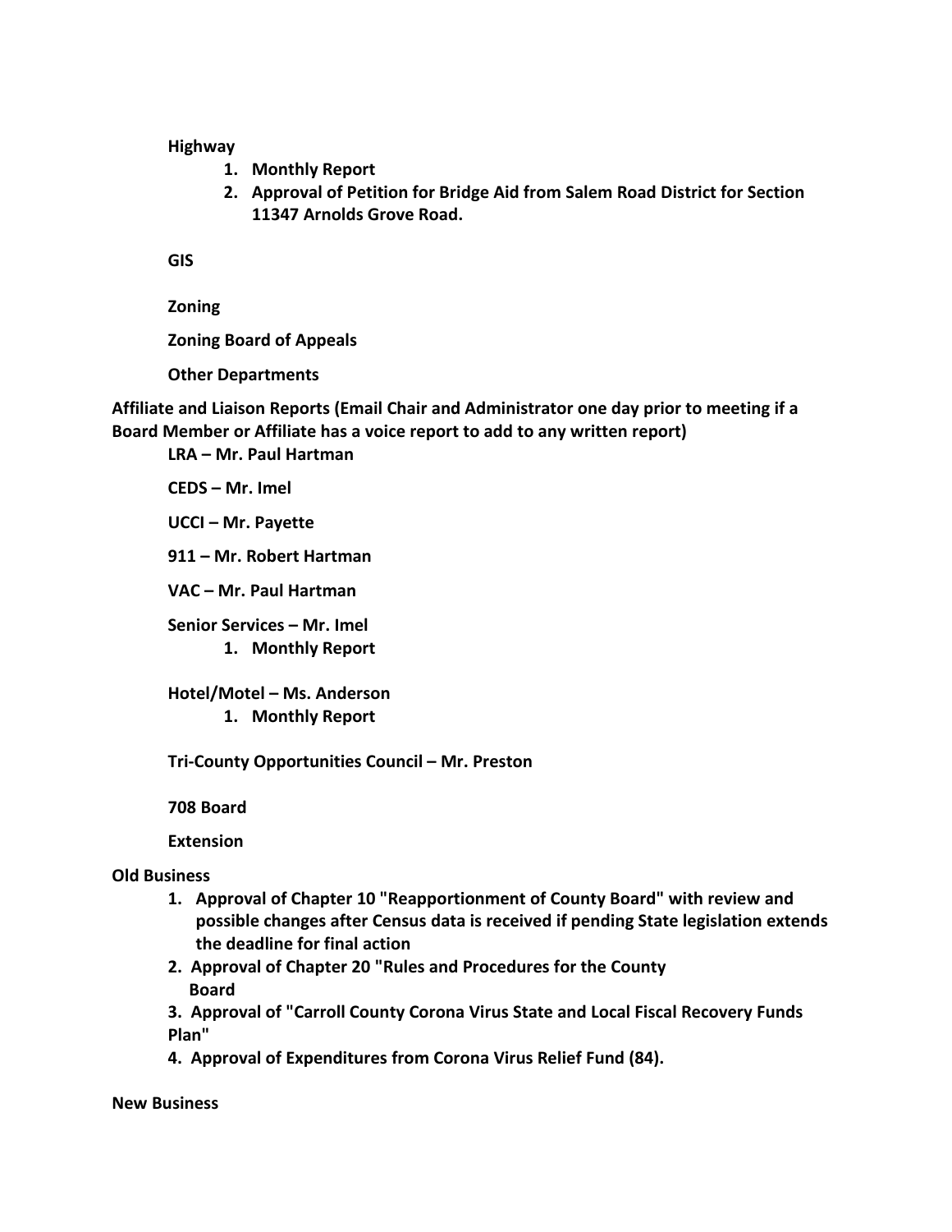**Highway**

1. **Monthly Report**
2. **Approval of Petition for Bridge Aid from Salem Road District for Section 11347 Arnolds Grove Road.**

**GIS**

**Zoning**

**Zoning Board of Appeals**

**Other Departments**

**Affiliate and Liaison Reports (Email Chair and Administrator one day prior to meeting if a Board Member or Affiliate has a voice report to add to any written report)**

**LRA – Mr. Paul Hartman**

**CEDS – Mr. Imel**

**UCCI – Mr. Payette**

**911 – Mr. Robert Hartman**

**VAC – Mr. Paul Hartman**

**Senior Services – Mr. Imel**

1. **Monthly Report**

**Hotel/Motel – Ms. Anderson**

1. **Monthly Report**

**Tri-County Opportunities Council – Mr. Preston**

**708 Board**

**Extension**

**Old Business**

1. **Approval of Chapter 10 "Reapportionment of County Board" with review and possible changes after Census data is received if pending State legislation extends the deadline for final action**
2. **Approval of Chapter 20 "Rules and Procedures for the County Board**
3. **Approval of "Carroll County Corona Virus State and Local Fiscal Recovery Funds Plan"**
4. **Approval of Expenditures from Corona Virus Relief Fund (84).**

**New Business**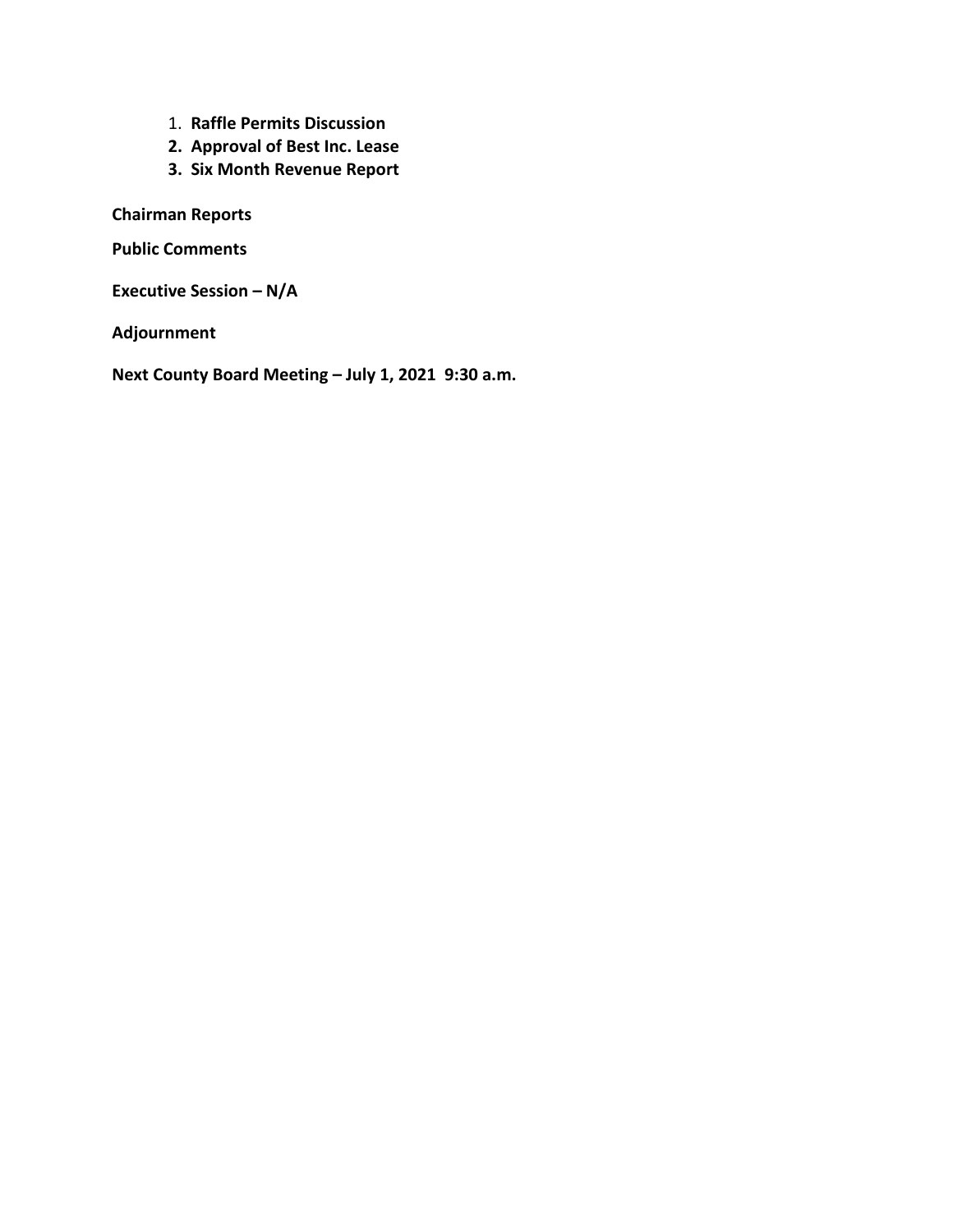1. **Raffle Permits Discussion**
2. **Approval of Best Inc. Lease**
3. **Six Month Revenue Report**

**Chairman Reports**

**Public Comments**

**Executive Session – N/A**

**Adjournment**

**Next County Board Meeting – July 1, 2021 9:30 a.m.**